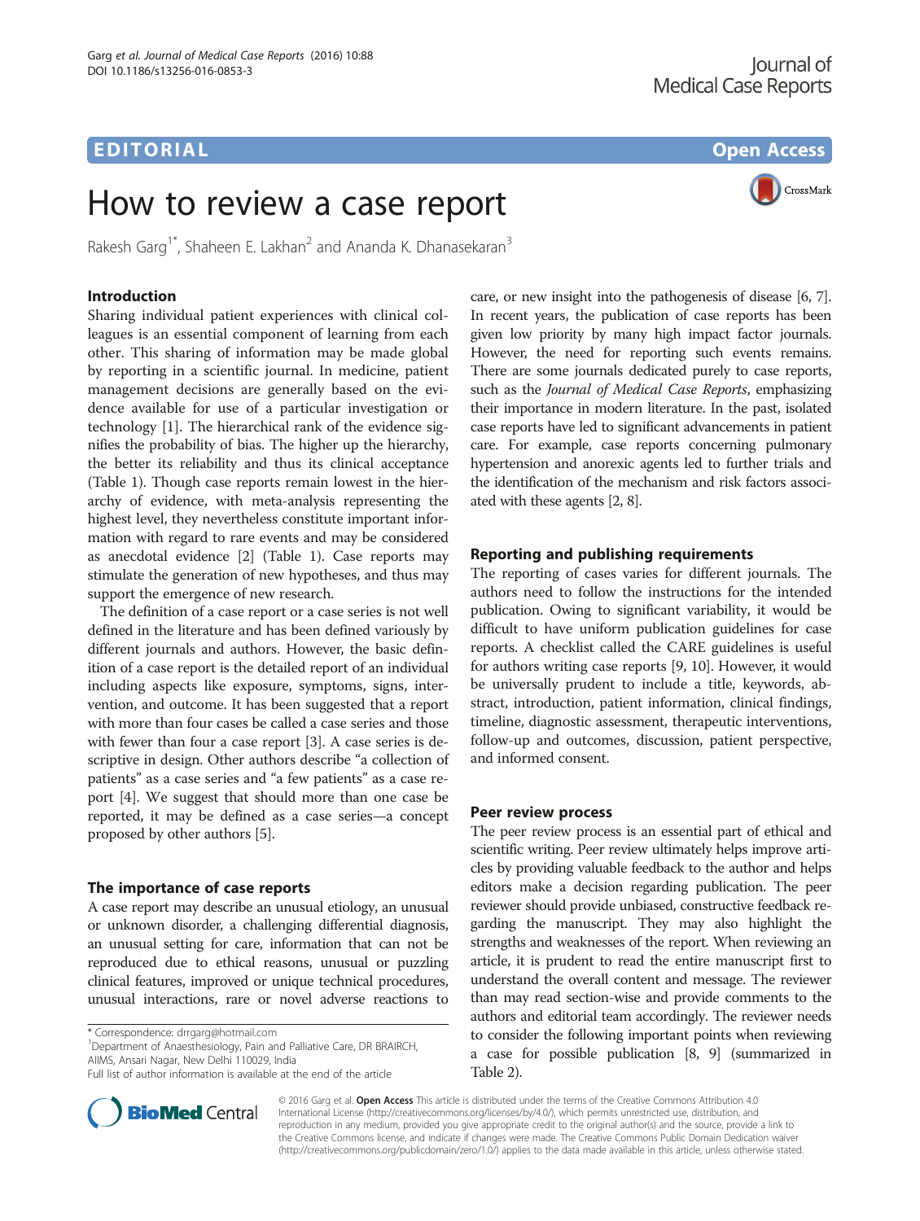EDITORIAL Open Access

# How to review a case report

Rakesh Garg[1*], Shaheen E. Lakhan[2] and Ananda K. Dhanasekaran[3]

## Introduction

Sharing individual patient experiences with clinical colleagues is an essential component of learning from each other. This sharing of information may be made global by reporting in a scientific journal. In medicine, patient management decisions are generally based on the evidence available for use of a particular investigation or technology [1]. The hierarchical rank of the evidence signifies the probability of bias. The higher up the hierarchy, the better its reliability and thus its clinical acceptance (Table 1). Though case reports remain lowest in the hierarchy of evidence, with meta-analysis representing the highest level, they nevertheless constitute important information with regard to rare events and may be considered as anecdotal evidence [2] (Table 1). Case reports may stimulate the generation of new hypotheses, and thus may support the emergence of new research.

The definition of a case report or a case series is not well defined in the literature and has been defined variously by different journals and authors. However, the basic definition of a case report is the detailed report of an individual including aspects like exposure, symptoms, signs, intervention, and outcome. It has been suggested that a report with more than four cases be called a case series and those with fewer than four a case report [3]. A case series is descriptive in design. Other authors describe "a collection of patients" as a case series and "a few patients" as a case report [4]. We suggest that should more than one case be reported, it may be defined as a case series—a concept proposed by other authors [5].

## The importance of case reports

A case report may describe an unusual etiology, an unusual or unknown disorder, a challenging differential diagnosis, an unusual setting for care, information that can not be reproduced due to ethical reasons, unusual or puzzling clinical features, improved or unique technical procedures, unusual interactions, rare or novel adverse reactions to care, or new insight into the pathogenesis of disease [6, 7]. In recent years, the publication of case reports has been given low priority by many high impact factor journals. However, the need for reporting such events remains. There are some journals dedicated purely to case reports, such as the *Journal of Medical Case Reports*, emphasizing their importance in modern literature. In the past, isolated case reports have led to significant advancements in patient care. For example, case reports concerning pulmonary hypertension and anorexic agents led to further trials and the identification of the mechanism and risk factors associated with these agents [2, 8].

## Reporting and publishing requirements

The reporting of cases varies for different journals. The authors need to follow the instructions for the intended publication. Owing to significant variability, it would be difficult to have uniform publication guidelines for case reports. A checklist called the CARE guidelines is useful for authors writing case reports [9, 10]. However, it would be universally prudent to include a title, keywords, abstract, introduction, patient information, clinical findings, timeline, diagnostic assessment, therapeutic interventions, follow-up and outcomes, discussion, patient perspective, and informed consent.

## Peer review process

The peer review process is an essential part of ethical and scientific writing. Peer review ultimately helps improve articles by providing valuable feedback to the author and helps editors make a decision regarding publication. The peer reviewer should provide unbiased, constructive feedback regarding the manuscript. They may also highlight the strengths and weaknesses of the report. When reviewing an article, it is prudent to read the entire manuscript first to understand the overall content and message. The reviewer than may read section-wise and provide comments to the authors and editorial team accordingly. The reviewer needs to consider the following important points when reviewing a case for possible publication [8, 9] (summarized in Table 2).

\* Correspondence: drrgarg@hotmail.com
[1]Department of Anaesthesiology, Pain and Palliative Care, DR BRAIRCH, AIIMS, Ansari Nagar, New Delhi 110029, India
Full list of author information is available at the end of the article

© 2016 Garg et al. **Open Access** This article is distributed under the terms of the Creative Commons Attribution 4.0 International License (http://creativecommons.org/licenses/by/4.0/), which permits unrestricted use, distribution, and reproduction in any medium, provided you give appropriate credit to the original author(s) and the source, provide a link to the Creative Commons license, and indicate if changes were made. The Creative Commons Public Domain Dedication waiver (http://creativecommons.org/publicdomain/zero/1.0/) applies to the data made available in this article, unless otherwise stated.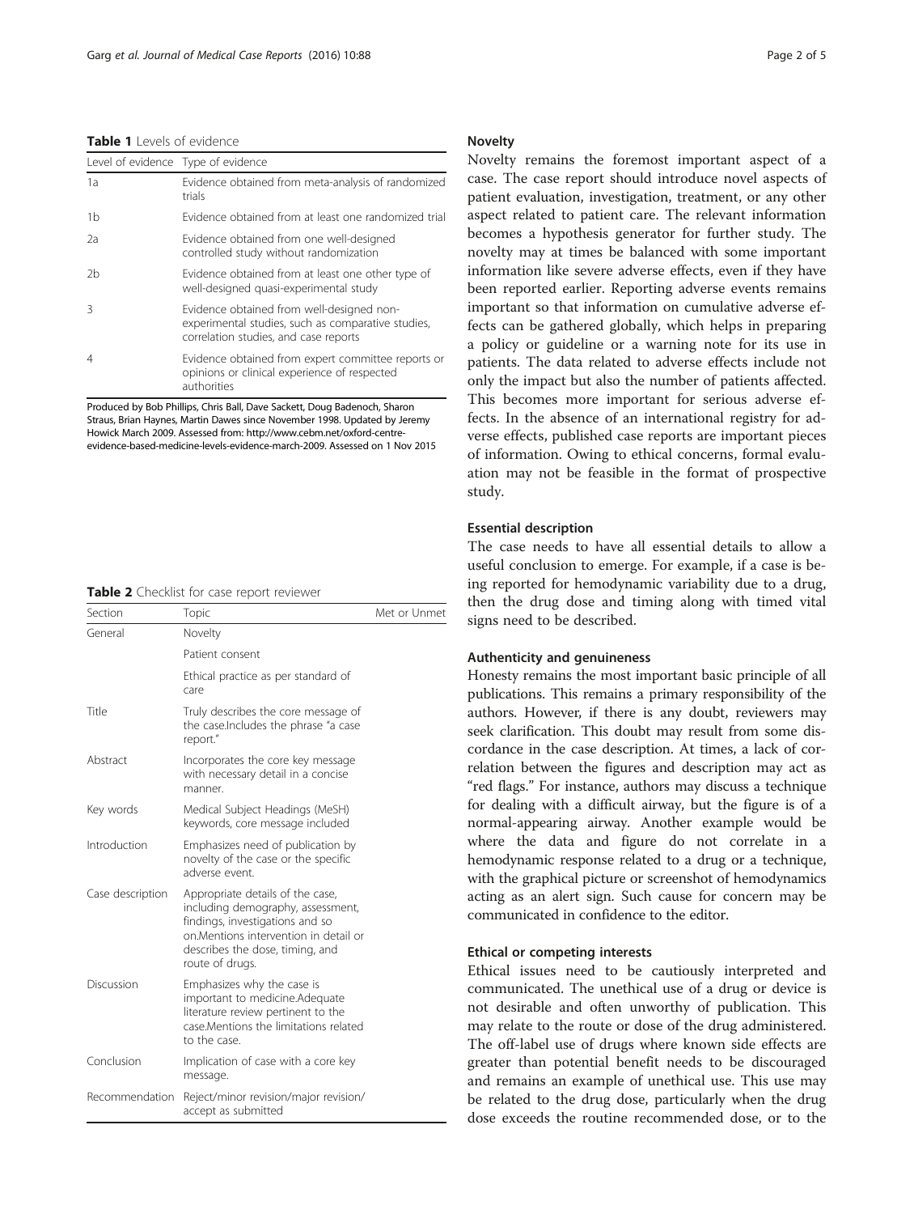**Table 1** Levels of evidence

| Level of evidence | Type of evidence |
| --- | --- |
| 1a | Evidence obtained from meta-analysis of randomized trials |
| 1b | Evidence obtained from at least one randomized trial |
| 2a | Evidence obtained from one well-designed controlled study without randomization |
| 2b | Evidence obtained from at least one other type of well-designed quasi-experimental study |
| 3 | Evidence obtained from well-designed non-experimental studies, such as comparative studies, correlation studies, and case reports |
| 4 | Evidence obtained from expert committee reports or opinions or clinical experience of respected authorities |

Produced by Bob Phillips, Chris Ball, Dave Sackett, Doug Badenoch, Sharon Straus, Brian Haynes, Martin Dawes since November 1998. Updated by Jeremy Howick March 2009. Assessed from: http://www.cebm.net/oxford-centre-evidence-based-medicine-levels-evidence-march-2009. Assessed on 1 Nov 2015

**Table 2** Checklist for case report reviewer

| Section | Topic | Met or Unmet |
| --- | --- | --- |
| General | Novelty | |
| | Patient consent | |
| | Ethical practice as per standard of care | |
| Title | Truly describes the core message of the case.Includes the phrase "a case report." | |
| Abstract | Incorporates the core key message with necessary detail in a concise manner. | |
| Key words | Medical Subject Headings (MeSH) keywords, core message included | |
| Introduction | Emphasizes need of publication by novelty of the case or the specific adverse event. | |
| Case description | Appropriate details of the case, including demography, assessment, findings, investigations and so on.Mentions intervention in detail or describes the dose, timing, and route of drugs. | |
| Discussion | Emphasizes why the case is important to medicine.Adequate literature review pertinent to the case.Mentions the limitations related to the case. | |
| Conclusion | Implication of case with a core key message. | |
| Recommendation | Reject/minor revision/major revision/ accept as submitted | |

### Novelty

Novelty remains the foremost important aspect of a case. The case report should introduce novel aspects of patient evaluation, investigation, treatment, or any other aspect related to patient care. The relevant information becomes a hypothesis generator for further study. The novelty may at times be balanced with some important information like severe adverse effects, even if they have been reported earlier. Reporting adverse events remains important so that information on cumulative adverse effects can be gathered globally, which helps in preparing a policy or guideline or a warning note for its use in patients. The data related to adverse effects include not only the impact but also the number of patients affected. This becomes more important for serious adverse effects. In the absence of an international registry for adverse effects, published case reports are important pieces of information. Owing to ethical concerns, formal evaluation may not be feasible in the format of prospective study.

### Essential description

The case needs to have all essential details to allow a useful conclusion to emerge. For example, if a case is being reported for hemodynamic variability due to a drug, then the drug dose and timing along with timed vital signs need to be described.

### Authenticity and genuineness

Honesty remains the most important basic principle of all publications. This remains a primary responsibility of the authors. However, if there is any doubt, reviewers may seek clarification. This doubt may result from some discordance in the case description. At times, a lack of correlation between the figures and description may act as "red flags." For instance, authors may discuss a technique for dealing with a difficult airway, but the figure is of a normal-appearing airway. Another example would be where the data and figure do not correlate in a hemodynamic response related to a drug or a technique, with the graphical picture or screenshot of hemodynamics acting as an alert sign. Such cause for concern may be communicated in confidence to the editor.

### Ethical or competing interests

Ethical issues need to be cautiously interpreted and communicated. The unethical use of a drug or device is not desirable and often unworthy of publication. This may relate to the route or dose of the drug administered. The off-label use of drugs where known side effects are greater than potential benefit needs to be discouraged and remains an example of unethical use. This use may be related to the drug dose, particularly when the drug dose exceeds the routine recommended dose, or to the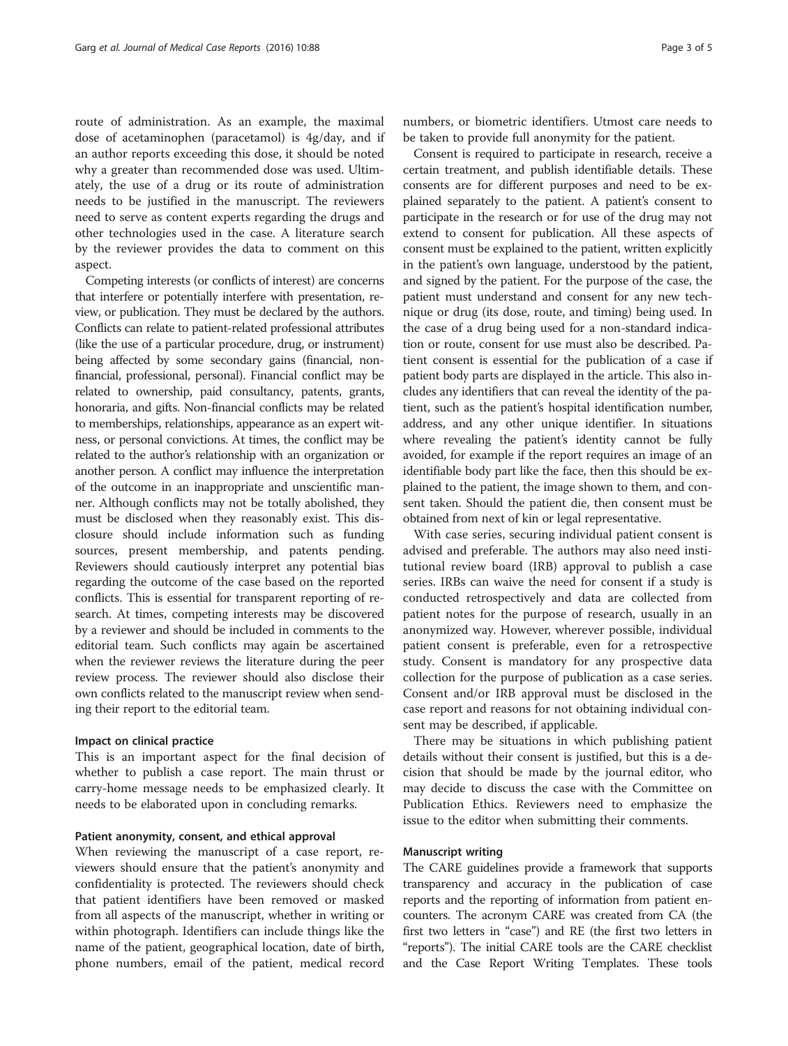route of administration. As an example, the maximal dose of acetaminophen (paracetamol) is 4g/day, and if an author reports exceeding this dose, it should be noted why a greater than recommended dose was used. Ultimately, the use of a drug or its route of administration needs to be justified in the manuscript. The reviewers need to serve as content experts regarding the drugs and other technologies used in the case. A literature search by the reviewer provides the data to comment on this aspect.

Competing interests (or conflicts of interest) are concerns that interfere or potentially interfere with presentation, review, or publication. They must be declared by the authors. Conflicts can relate to patient-related professional attributes (like the use of a particular procedure, drug, or instrument) being affected by some secondary gains (financial, non-financial, professional, personal). Financial conflict may be related to ownership, paid consultancy, patents, grants, honoraria, and gifts. Non-financial conflicts may be related to memberships, relationships, appearance as an expert witness, or personal convictions. At times, the conflict may be related to the author's relationship with an organization or another person. A conflict may influence the interpretation of the outcome in an inappropriate and unscientific manner. Although conflicts may not be totally abolished, they must be disclosed when they reasonably exist. This disclosure should include information such as funding sources, present membership, and patents pending. Reviewers should cautiously interpret any potential bias regarding the outcome of the case based on the reported conflicts. This is essential for transparent reporting of research. At times, competing interests may be discovered by a reviewer and should be included in comments to the editorial team. Such conflicts may again be ascertained when the reviewer reviews the literature during the peer review process. The reviewer should also disclose their own conflicts related to the manuscript review when sending their report to the editorial team.

### Impact on clinical practice

This is an important aspect for the final decision of whether to publish a case report. The main thrust or carry-home message needs to be emphasized clearly. It needs to be elaborated upon in concluding remarks.

### Patient anonymity, consent, and ethical approval

When reviewing the manuscript of a case report, reviewers should ensure that the patient's anonymity and confidentiality is protected. The reviewers should check that patient identifiers have been removed or masked from all aspects of the manuscript, whether in writing or within photograph. Identifiers can include things like the name of the patient, geographical location, date of birth, phone numbers, email of the patient, medical record numbers, or biometric identifiers. Utmost care needs to be taken to provide full anonymity for the patient.

Consent is required to participate in research, receive a certain treatment, and publish identifiable details. These consents are for different purposes and need to be explained separately to the patient. A patient's consent to participate in the research or for use of the drug may not extend to consent for publication. All these aspects of consent must be explained to the patient, written explicitly in the patient's own language, understood by the patient, and signed by the patient. For the purpose of the case, the patient must understand and consent for any new technique or drug (its dose, route, and timing) being used. In the case of a drug being used for a non-standard indication or route, consent for use must also be described. Patient consent is essential for the publication of a case if patient body parts are displayed in the article. This also includes any identifiers that can reveal the identity of the patient, such as the patient's hospital identification number, address, and any other unique identifier. In situations where revealing the patient's identity cannot be fully avoided, for example if the report requires an image of an identifiable body part like the face, then this should be explained to the patient, the image shown to them, and consent taken. Should the patient die, then consent must be obtained from next of kin or legal representative.

With case series, securing individual patient consent is advised and preferable. The authors may also need institutional review board (IRB) approval to publish a case series. IRBs can waive the need for consent if a study is conducted retrospectively and data are collected from patient notes for the purpose of research, usually in an anonymized way. However, wherever possible, individual patient consent is preferable, even for a retrospective study. Consent is mandatory for any prospective data collection for the purpose of publication as a case series. Consent and/or IRB approval must be disclosed in the case report and reasons for not obtaining individual consent may be described, if applicable.

There may be situations in which publishing patient details without their consent is justified, but this is a decision that should be made by the journal editor, who may decide to discuss the case with the Committee on Publication Ethics. Reviewers need to emphasize the issue to the editor when submitting their comments.

### Manuscript writing

The CARE guidelines provide a framework that supports transparency and accuracy in the publication of case reports and the reporting of information from patient encounters. The acronym CARE was created from CA (the first two letters in "case") and RE (the first two letters in "reports"). The initial CARE tools are the CARE checklist and the Case Report Writing Templates. These tools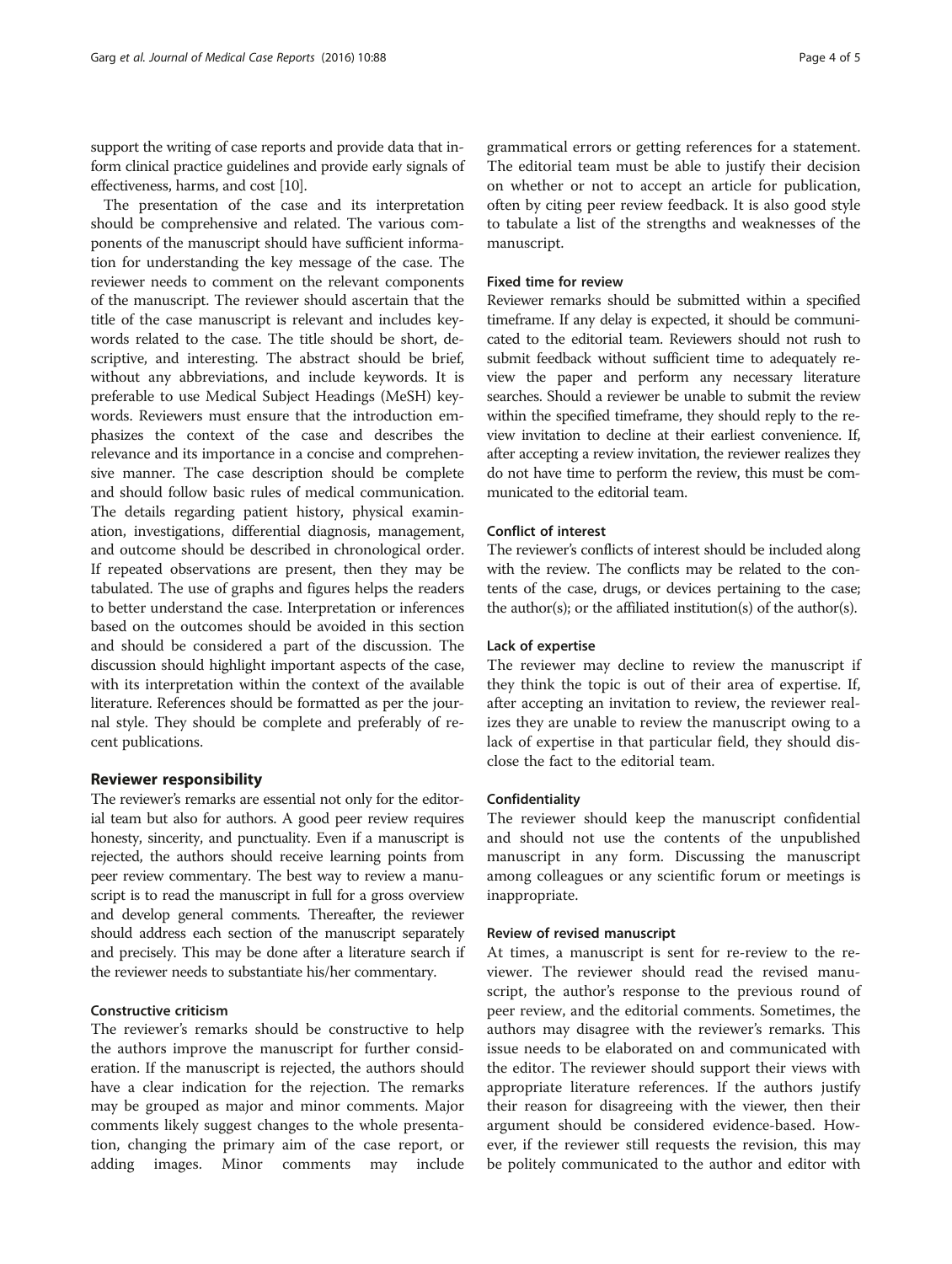support the writing of case reports and provide data that inform clinical practice guidelines and provide early signals of effectiveness, harms, and cost [10].

The presentation of the case and its interpretation should be comprehensive and related. The various components of the manuscript should have sufficient information for understanding the key message of the case. The reviewer needs to comment on the relevant components of the manuscript. The reviewer should ascertain that the title of the case manuscript is relevant and includes keywords related to the case. The title should be short, descriptive, and interesting. The abstract should be brief, without any abbreviations, and include keywords. It is preferable to use Medical Subject Headings (MeSH) keywords. Reviewers must ensure that the introduction emphasizes the context of the case and describes the relevance and its importance in a concise and comprehensive manner. The case description should be complete and should follow basic rules of medical communication. The details regarding patient history, physical examination, investigations, differential diagnosis, management, and outcome should be described in chronological order. If repeated observations are present, then they may be tabulated. The use of graphs and figures helps the readers to better understand the case. Interpretation or inferences based on the outcomes should be avoided in this section and should be considered a part of the discussion. The discussion should highlight important aspects of the case, with its interpretation within the context of the available literature. References should be formatted as per the journal style. They should be complete and preferably of recent publications.

## Reviewer responsibility

The reviewer's remarks are essential not only for the editorial team but also for authors. A good peer review requires honesty, sincerity, and punctuality. Even if a manuscript is rejected, the authors should receive learning points from peer review commentary. The best way to review a manuscript is to read the manuscript in full for a gross overview and develop general comments. Thereafter, the reviewer should address each section of the manuscript separately and precisely. This may be done after a literature search if the reviewer needs to substantiate his/her commentary.

### Constructive criticism

The reviewer's remarks should be constructive to help the authors improve the manuscript for further consideration. If the manuscript is rejected, the authors should have a clear indication for the rejection. The remarks may be grouped as major and minor comments. Major comments likely suggest changes to the whole presentation, changing the primary aim of the case report, or adding images. Minor comments may include grammatical errors or getting references for a statement. The editorial team must be able to justify their decision on whether or not to accept an article for publication, often by citing peer review feedback. It is also good style to tabulate a list of the strengths and weaknesses of the manuscript.

### Fixed time for review

Reviewer remarks should be submitted within a specified timeframe. If any delay is expected, it should be communicated to the editorial team. Reviewers should not rush to submit feedback without sufficient time to adequately review the paper and perform any necessary literature searches. Should a reviewer be unable to submit the review within the specified timeframe, they should reply to the review invitation to decline at their earliest convenience. If, after accepting a review invitation, the reviewer realizes they do not have time to perform the review, this must be communicated to the editorial team.

### Conflict of interest

The reviewer's conflicts of interest should be included along with the review. The conflicts may be related to the contents of the case, drugs, or devices pertaining to the case; the author(s); or the affiliated institution(s) of the author(s).

### Lack of expertise

The reviewer may decline to review the manuscript if they think the topic is out of their area of expertise. If, after accepting an invitation to review, the reviewer realizes they are unable to review the manuscript owing to a lack of expertise in that particular field, they should disclose the fact to the editorial team.

### Confidentiality

The reviewer should keep the manuscript confidential and should not use the contents of the unpublished manuscript in any form. Discussing the manuscript among colleagues or any scientific forum or meetings is inappropriate.

### Review of revised manuscript

At times, a manuscript is sent for re-review to the reviewer. The reviewer should read the revised manuscript, the author's response to the previous round of peer review, and the editorial comments. Sometimes, the authors may disagree with the reviewer's remarks. This issue needs to be elaborated on and communicated with the editor. The reviewer should support their views with appropriate literature references. If the authors justify their reason for disagreeing with the viewer, then their argument should be considered evidence-based. However, if the reviewer still requests the revision, this may be politely communicated to the author and editor with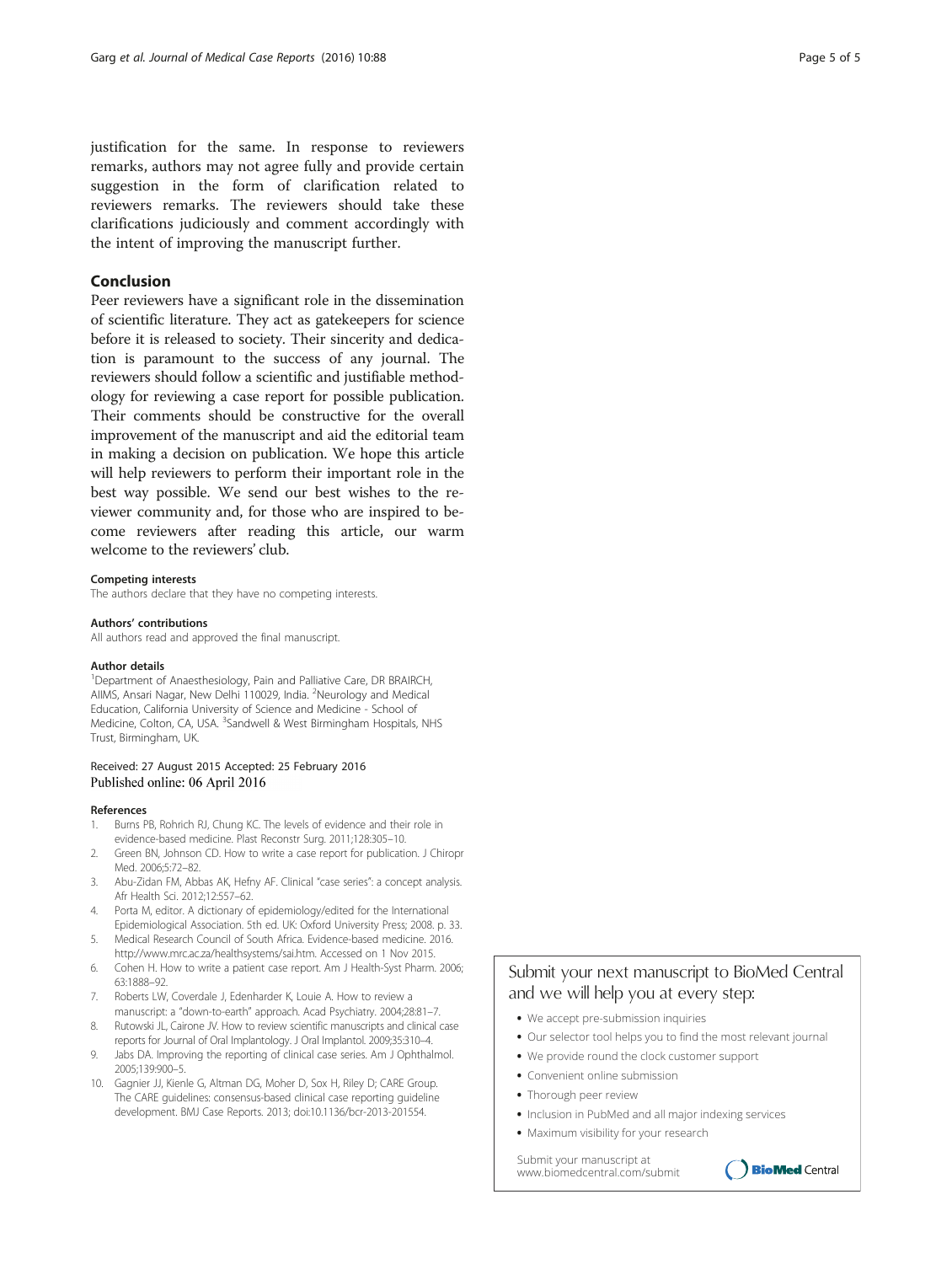justification for the same. In response to reviewers remarks, authors may not agree fully and provide certain suggestion in the form of clarification related to reviewers remarks. The reviewers should take these clarifications judiciously and comment accordingly with the intent of improving the manuscript further.

## Conclusion

Peer reviewers have a significant role in the dissemination of scientific literature. They act as gatekeepers for science before it is released to society. Their sincerity and dedication is paramount to the success of any journal. The reviewers should follow a scientific and justifiable methodology for reviewing a case report for possible publication. Their comments should be constructive for the overall improvement of the manuscript and aid the editorial team in making a decision on publication. We hope this article will help reviewers to perform their important role in the best way possible. We send our best wishes to the reviewer community and, for those who are inspired to become reviewers after reading this article, our warm welcome to the reviewers' club.

#### Competing interests

The authors declare that they have no competing interests.

#### Authors' contributions

All authors read and approved the final manuscript.

#### Author details

[1]Department of Anaesthesiology, Pain and Palliative Care, DR BRAIRCH, AIIMS, Ansari Nagar, New Delhi 110029, India. [2]Neurology and Medical Education, California University of Science and Medicine - School of Medicine, Colton, CA, USA. [3]Sandwell & West Birmingham Hospitals, NHS Trust, Birmingham, UK.

Received: 27 August 2015 Accepted: 25 February 2016
Published online: 06 April 2016

#### References

1. Burns PB, Rohrich RJ, Chung KC. The levels of evidence and their role in evidence-based medicine. Plast Reconstr Surg. 2011;128:305–10.
2. Green BN, Johnson CD. How to write a case report for publication. J Chiropr Med. 2006;5:72–82.
3. Abu-Zidan FM, Abbas AK, Hefny AF. Clinical "case series": a concept analysis. Afr Health Sci. 2012;12:557–62.
4. Porta M, editor. A dictionary of epidemiology/edited for the International Epidemiological Association. 5th ed. UK: Oxford University Press; 2008. p. 33.
5. Medical Research Council of South Africa. Evidence-based medicine. 2016. http://www.mrc.ac.za/healthsystems/sai.htm. Accessed on 1 Nov 2015.
6. Cohen H. How to write a patient case report. Am J Health-Syst Pharm. 2006; 63:1888–92.
7. Roberts LW, Coverdale J, Edenharder K, Louie A. How to review a manuscript: a "down-to-earth" approach. Acad Psychiatry. 2004;28:81–7.
8. Rutowski JL, Cairone JV. How to review scientific manuscripts and clinical case reports for Journal of Oral Implantology. J Oral Implantol. 2009;35:310–4.
9. Jabs DA. Improving the reporting of clinical case series. Am J Ophthalmol. 2005;139:900–5.
10. Gagnier JJ, Kienle G, Altman DG, Moher D, Sox H, Riley D; CARE Group. The CARE guidelines: consensus-based clinical case reporting guideline development. BMJ Case Reports. 2013; doi:10.1136/bcr-2013-201554.

Submit your next manuscript to BioMed Central and we will help you at every step:

- We accept pre-submission inquiries
- Our selector tool helps you to find the most relevant journal
- We provide round the clock customer support
- Convenient online submission
- Thorough peer review
- Inclusion in PubMed and all major indexing services
- Maximum visibility for your research

Submit your manuscript at
www.biomedcentral.com/submit

BioMed Central